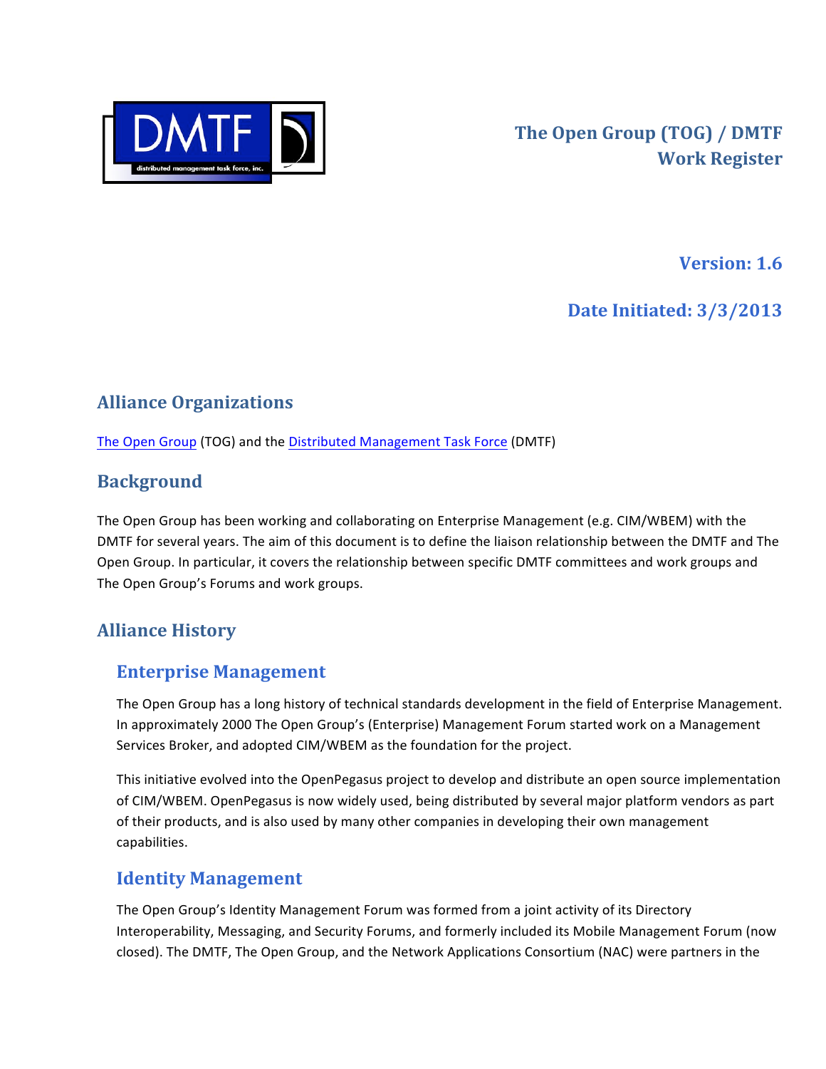# The Open Group (TOG) / DMTF Work Register

**Version: 1.6**

**Date Initiated: 3/3/2013**

## Alliance Organizations

[The Open Group](#) (TOG) and the [Distributed Management Task Force](#) (DMTF)

## Background

The Open Group has been working and collaborating on Enterprise Management (e.g. CIM/WBEM) with the DMTF for several years. The aim of this document is to define the liaison relationship between the DMTF and The Open Group. In particular, it covers the relationship between specific DMTF committees and work groups and The Open Group's Forums and work groups.

## Alliance History

### Enterprise Management

The Open Group has a long history of technical standards development in the field of Enterprise Management. In approximately 2000 The Open Group's (Enterprise) Management Forum started work on a Management Services Broker, and adopted CIM/WBEM as the foundation for the project.

This initiative evolved into the OpenPegasus project to develop and distribute an open source implementation of CIM/WBEM. OpenPegasus is now widely used, being distributed by several major platform vendors as part of their products, and is also used by many other companies in developing their own management capabilities.

### Identity Management

The Open Group's Identity Management Forum was formed from a joint activity of its Directory Interoperability, Messaging, and Security Forums, and formerly included its Mobile Management Forum (now closed). The DMTF, The Open Group, and the Network Applications Consortium (NAC) were partners in the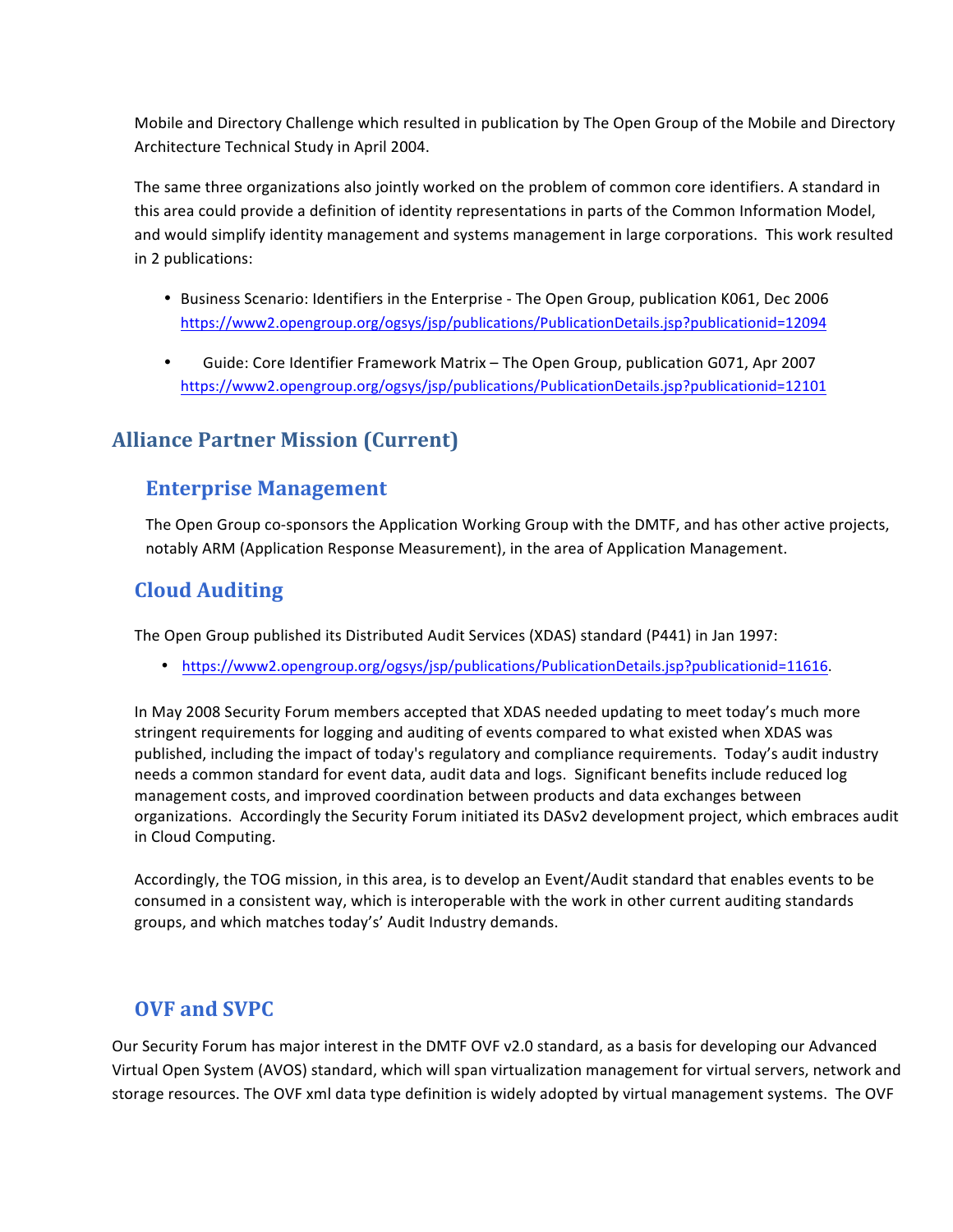Mobile and Directory Challenge which resulted in publication by The Open Group of the Mobile and Directory Architecture Technical Study in April 2004.

The same three organizations also jointly worked on the problem of common core identifiers. A standard in this area could provide a definition of identity representations in parts of the Common Information Model, and would simplify identity management and systems management in large corporations. This work resulted in 2 publications:

- Business Scenario: Identifiers in the Enterprise - The Open Group, publication K061, Dec 2006 https://www2.opengroup.org/ogsys/jsp/publications/PublicationDetails.jsp?publicationid=12094

- Guide: Core Identifier Framework Matrix – The Open Group, publication G071, Apr 2007 https://www2.opengroup.org/ogsys/jsp/publications/PublicationDetails.jsp?publicationid=12101

## Alliance Partner Mission (Current)

### Enterprise Management

The Open Group co-sponsors the Application Working Group with the DMTF, and has other active projects, notably ARM (Application Response Measurement), in the area of Application Management.

### Cloud Auditing

The Open Group published its Distributed Audit Services (XDAS) standard (P441) in Jan 1997:

- https://www2.opengroup.org/ogsys/jsp/publications/PublicationDetails.jsp?publicationid=11616.

In May 2008 Security Forum members accepted that XDAS needed updating to meet today's much more stringent requirements for logging and auditing of events compared to what existed when XDAS was published, including the impact of today's regulatory and compliance requirements. Today's audit industry needs a common standard for event data, audit data and logs. Significant benefits include reduced log management costs, and improved coordination between products and data exchanges between organizations. Accordingly the Security Forum initiated its DASv2 development project, which embraces audit in Cloud Computing.

Accordingly, the TOG mission, in this area, is to develop an Event/Audit standard that enables events to be consumed in a consistent way, which is interoperable with the work in other current auditing standards groups, and which matches today's' Audit Industry demands.

### OVF and SVPC

Our Security Forum has major interest in the DMTF OVF v2.0 standard, as a basis for developing our Advanced Virtual Open System (AVOS) standard, which will span virtualization management for virtual servers, network and storage resources. The OVF xml data type definition is widely adopted by virtual management systems. The OVF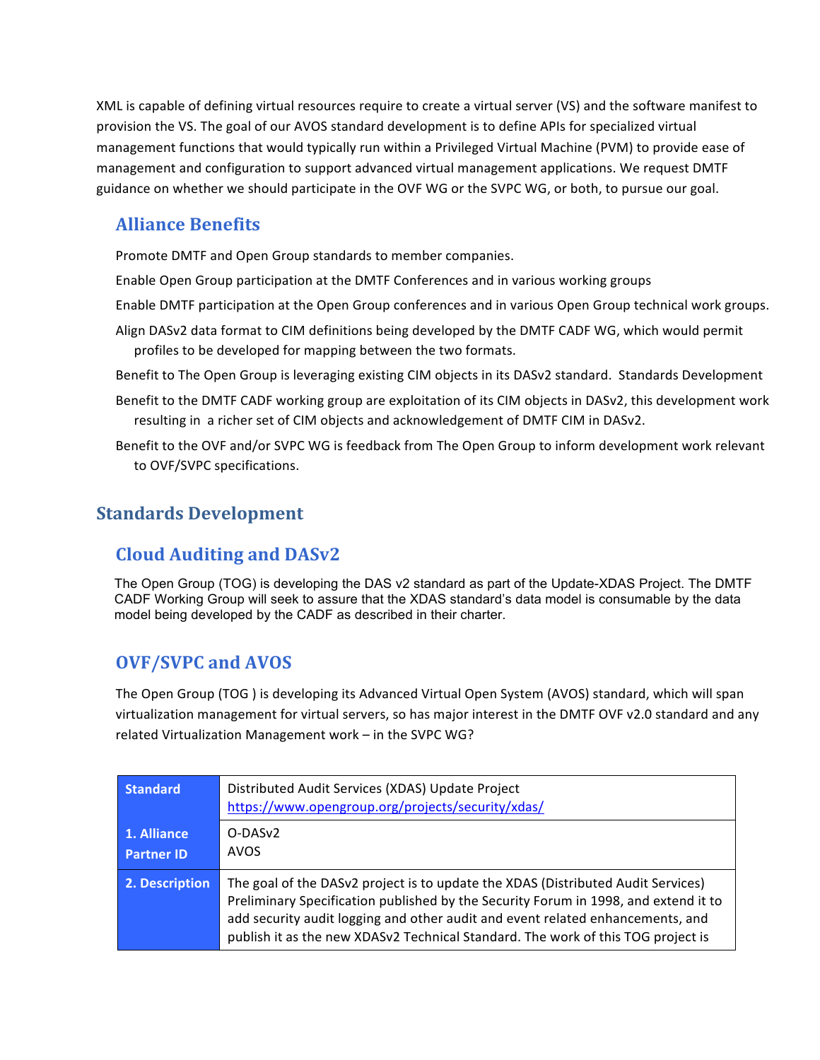XML is capable of defining virtual resources require to create a virtual server (VS) and the software manifest to provision the VS. The goal of our AVOS standard development is to define APIs for specialized virtual management functions that would typically run within a Privileged Virtual Machine (PVM) to provide ease of management and configuration to support advanced virtual management applications. We request DMTF guidance on whether we should participate in the OVF WG or the SVPC WG, or both, to pursue our goal.

## Alliance Benefits

Promote DMTF and Open Group standards to member companies.

Enable Open Group participation at the DMTF Conferences and in various working groups

Enable DMTF participation at the Open Group conferences and in various Open Group technical work groups.

Align DASv2 data format to CIM definitions being developed by the DMTF CADF WG, which would permit profiles to be developed for mapping between the two formats.

Benefit to The Open Group is leveraging existing CIM objects in its DASv2 standard. Standards Development

Benefit to the DMTF CADF working group are exploitation of its CIM objects in DASv2, this development work resulting in a richer set of CIM objects and acknowledgement of DMTF CIM in DASv2.

Benefit to the OVF and/or SVPC WG is feedback from The Open Group to inform development work relevant to OVF/SVPC specifications.

# Standards Development

## Cloud Auditing and DASv2

The Open Group (TOG) is developing the DAS v2 standard as part of the Update-XDAS Project. The DMTF CADF Working Group will seek to assure that the XDAS standard's data model is consumable by the data model being developed by the CADF as described in their charter.

## OVF/SVPC and AVOS

The Open Group (TOG ) is developing its Advanced Virtual Open System (AVOS) standard, which will span virtualization management for virtual servers, so has major interest in the DMTF OVF v2.0 standard and any related Virtualization Management work – in the SVPC WG?

| **Standard** | Distributed Audit Services (XDAS) Update Project<br>https://www.opengroup.org/projects/security/xdas/ |
|---|---|
| **1. Alliance Partner ID** | O-DASv2<br>AVOS |
| **2. Description** | The goal of the DASv2 project is to update the XDAS (Distributed Audit Services) Preliminary Specification published by the Security Forum in 1998, and extend it to add security audit logging and other audit and event related enhancements, and publish it as the new XDASv2 Technical Standard. The work of this TOG project is |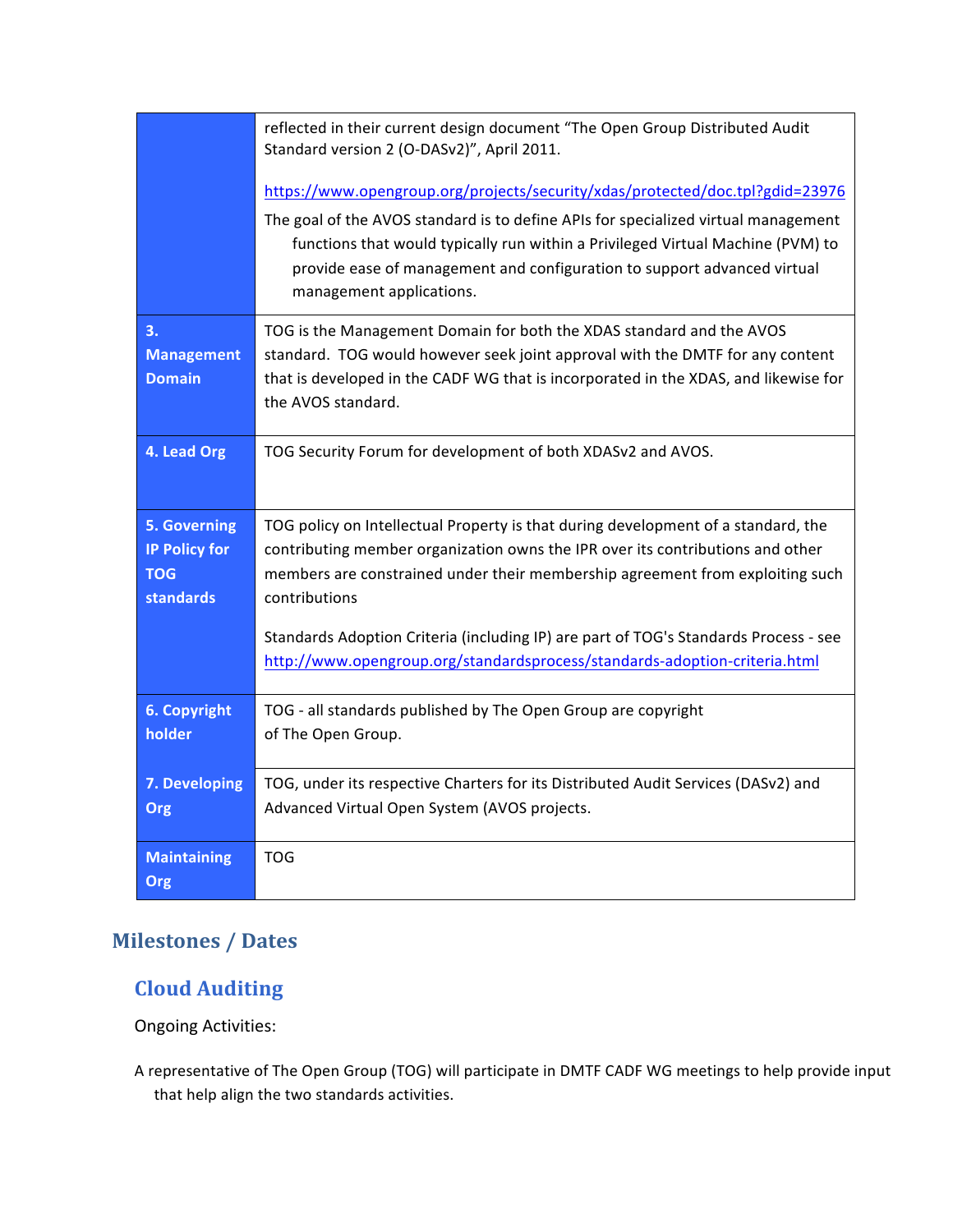| | |
|---|---|
| | reflected in their current design document "The Open Group Distributed Audit Standard version 2 (O-DASv2)", April 2011.<br><br>https://www.opengroup.org/projects/security/xdas/protected/doc.tpl?gdid=23976<br><br>The goal of the AVOS standard is to define APIs for specialized virtual management functions that would typically run within a Privileged Virtual Machine (PVM) to provide ease of management and configuration to support advanced virtual management applications. |
| **3. Management Domain** | TOG is the Management Domain for both the XDAS standard and the AVOS standard. TOG would however seek joint approval with the DMTF for any content that is developed in the CADF WG that is incorporated in the XDAS, and likewise for the AVOS standard. |
| **4. Lead Org** | TOG Security Forum for development of both XDASv2 and AVOS. |
| **5. Governing IP Policy for TOG standards** | TOG policy on Intellectual Property is that during development of a standard, the contributing member organization owns the IPR over its contributions and other members are constrained under their membership agreement from exploiting such contributions<br><br>Standards Adoption Criteria (including IP) are part of TOG's Standards Process - see http://www.opengroup.org/standardsprocess/standards-adoption-criteria.html |
| **6. Copyright holder** | TOG - all standards published by The Open Group are copyright of The Open Group. |
| **7. Developing Org** | TOG, under its respective Charters for its Distributed Audit Services (DASv2) and Advanced Virtual Open System (AVOS projects. |
| **Maintaining Org** | TOG |

## Milestones / Dates

### Cloud Auditing

Ongoing Activities:

A representative of The Open Group (TOG) will participate in DMTF CADF WG meetings to help provide input that help align the two standards activities.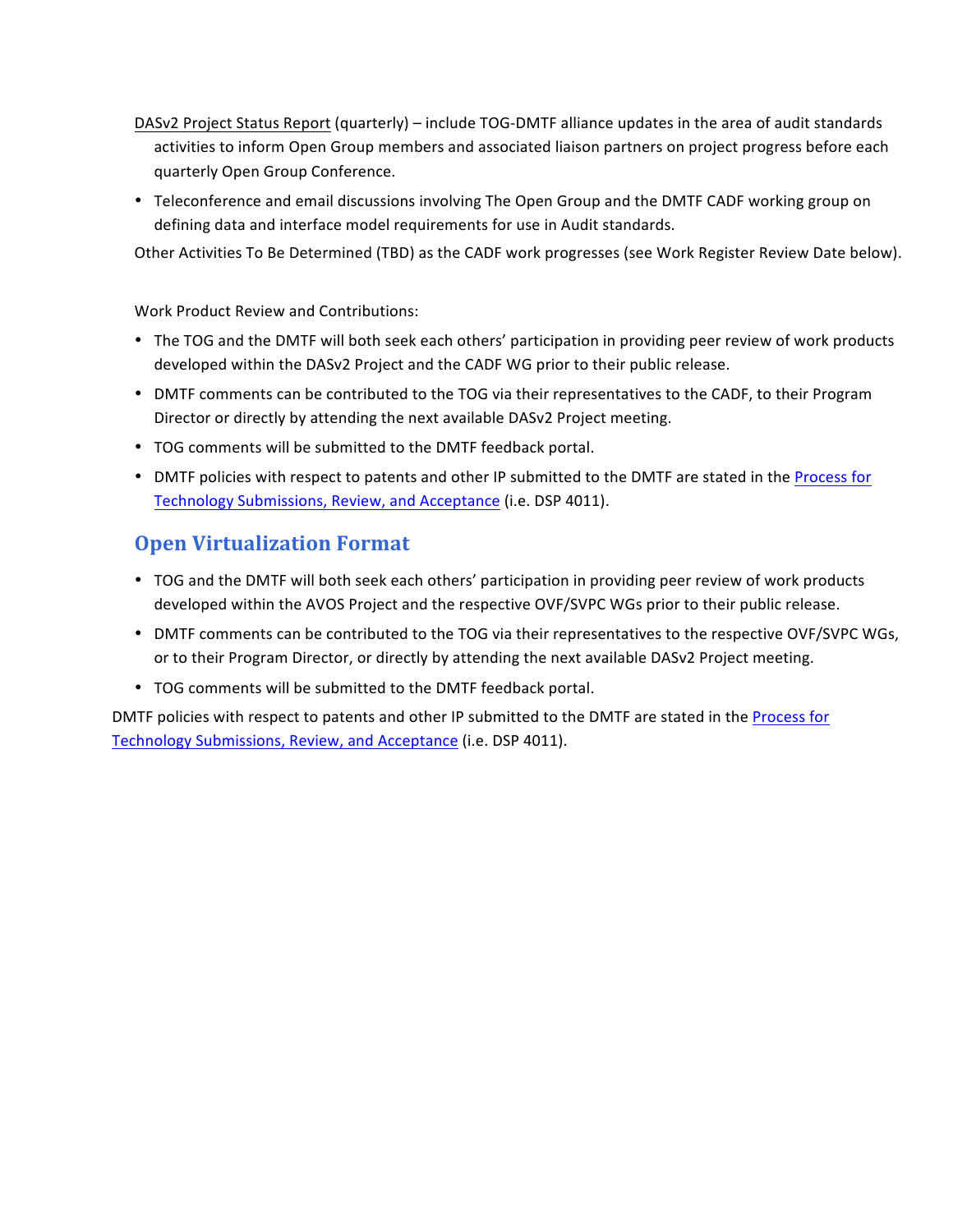DASv2 Project Status Report (quarterly) – include TOG-DMTF alliance updates in the area of audit standards activities to inform Open Group members and associated liaison partners on project progress before each quarterly Open Group Conference.

- Teleconference and email discussions involving The Open Group and the DMTF CADF working group on defining data and interface model requirements for use in Audit standards.

Other Activities To Be Determined (TBD) as the CADF work progresses (see Work Register Review Date below).

Work Product Review and Contributions:

- The TOG and the DMTF will both seek each others' participation in providing peer review of work products developed within the DASv2 Project and the CADF WG prior to their public release.
- DMTF comments can be contributed to the TOG via their representatives to the CADF, to their Program Director or directly by attending the next available DASv2 Project meeting.
- TOG comments will be submitted to the DMTF feedback portal.
- DMTF policies with respect to patents and other IP submitted to the DMTF are stated in the Process for Technology Submissions, Review, and Acceptance (i.e. DSP 4011).

## Open Virtualization Format

- TOG and the DMTF will both seek each others' participation in providing peer review of work products developed within the AVOS Project and the respective OVF/SVPC WGs prior to their public release.
- DMTF comments can be contributed to the TOG via their representatives to the respective OVF/SVPC WGs, or to their Program Director, or directly by attending the next available DASv2 Project meeting.
- TOG comments will be submitted to the DMTF feedback portal.

DMTF policies with respect to patents and other IP submitted to the DMTF are stated in the Process for Technology Submissions, Review, and Acceptance (i.e. DSP 4011).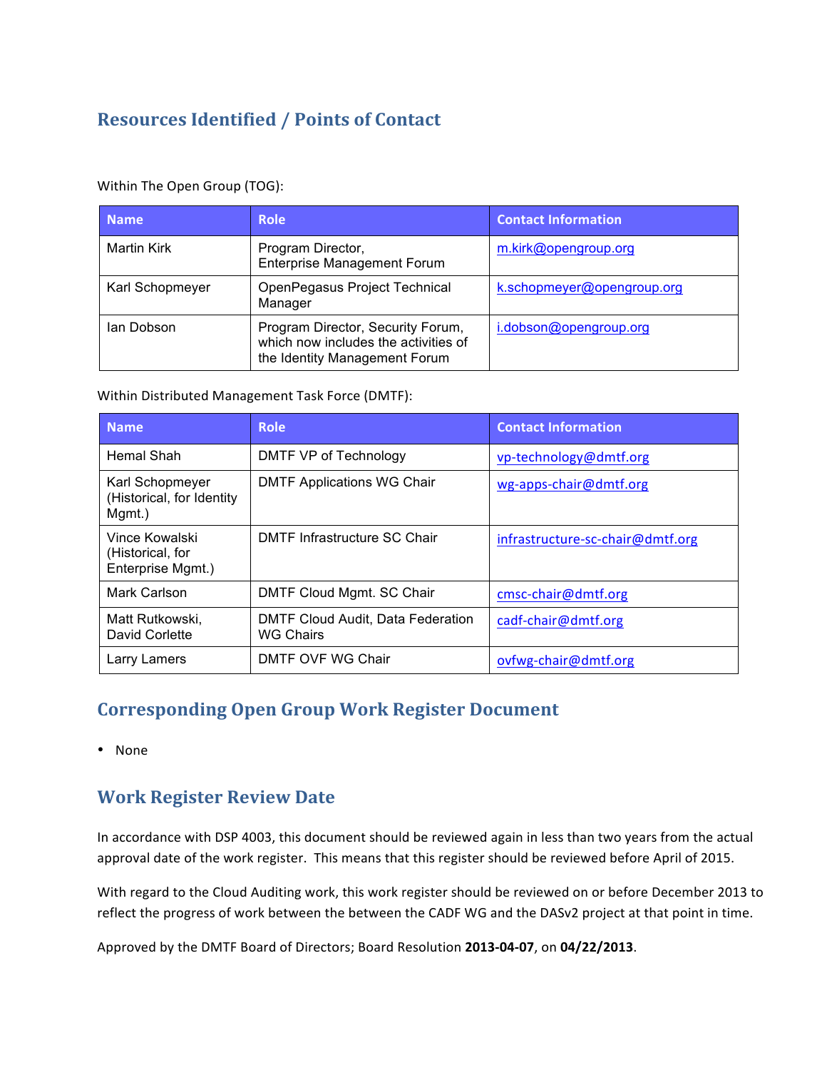## Resources Identified / Points of Contact

Within The Open Group (TOG):

| Name | Role | Contact Information |
|---|---|---|
| Martin Kirk | Program Director, Enterprise Management Forum | m.kirk@opengroup.org |
| Karl Schopmeyer | OpenPegasus Project Technical Manager | k.schopmeyer@opengroup.org |
| Ian Dobson | Program Director, Security Forum, which now includes the activities of the Identity Management Forum | i.dobson@opengroup.org |

Within Distributed Management Task Force (DMTF):

| Name | Role | Contact Information |
|---|---|---|
| Hemal Shah | DMTF VP of Technology | vp-technology@dmtf.org |
| Karl Schopmeyer (Historical, for Identity Mgmt.) | DMTF Applications WG Chair | wg-apps-chair@dmtf.org |
| Vince Kowalski (Historical, for Enterprise Mgmt.) | DMTF Infrastructure SC Chair | infrastructure-sc-chair@dmtf.org |
| Mark Carlson | DMTF Cloud Mgmt. SC Chair | cmsc-chair@dmtf.org |
| Matt Rutkowski, David Corlette | DMTF Cloud Audit, Data Federation WG Chairs | cadf-chair@dmtf.org |
| Larry Lamers | DMTF OVF WG Chair | ovfwg-chair@dmtf.org |

## Corresponding Open Group Work Register Document

- None

## Work Register Review Date

In accordance with DSP 4003, this document should be reviewed again in less than two years from the actual approval date of the work register. This means that this register should be reviewed before April of 2015.

With regard to the Cloud Auditing work, this work register should be reviewed on or before December 2013 to reflect the progress of work between the between the CADF WG and the DASv2 project at that point in time.

Approved by the DMTF Board of Directors; Board Resolution **2013-04-07**, on **04/22/2013**.